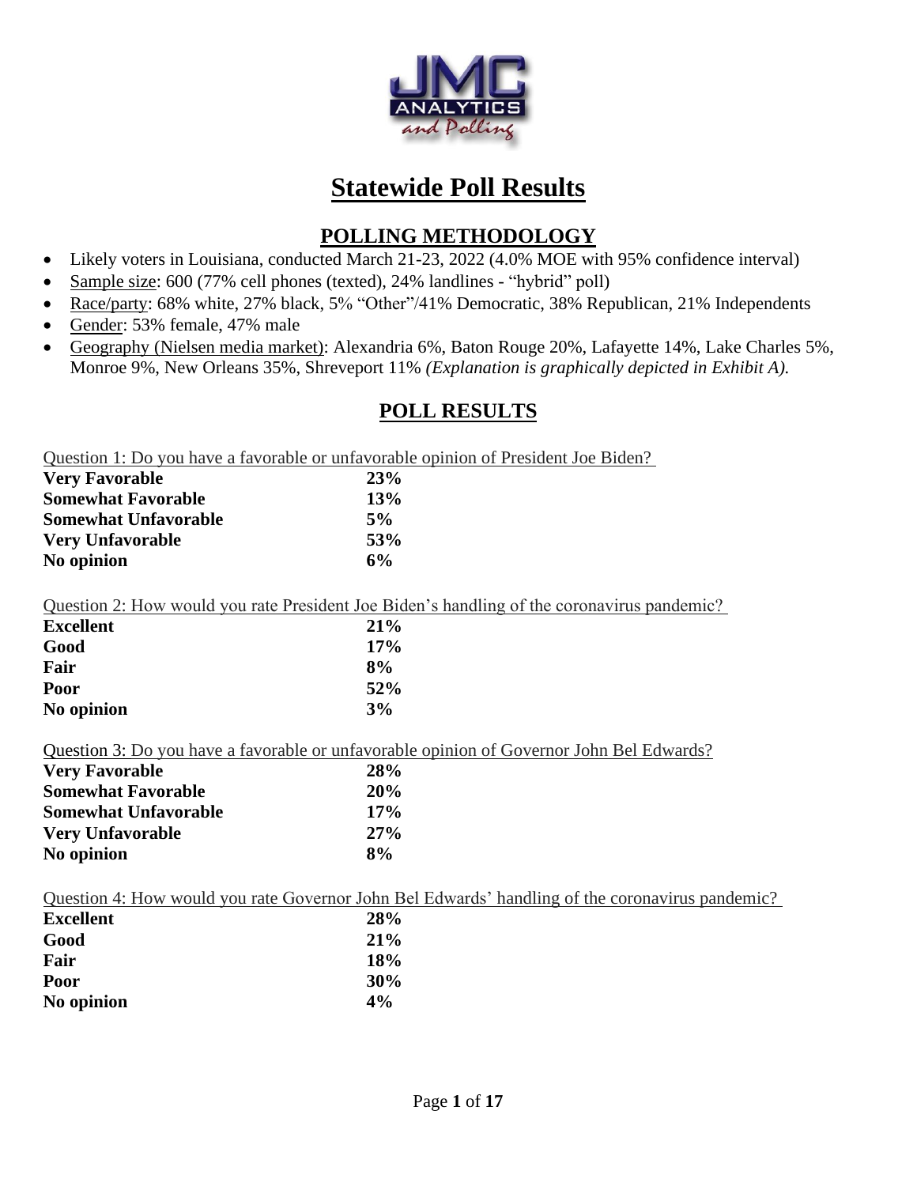# Statewide Poll Results

## POLLING METHODOLOGY

- Likely voters in Louisiana, conducted March 21-23, 2022 (4.0% MOE with 95% confidence interval)
- Sample size: 600 (77% cell phones (texted), 24% landlines - "hybrid" poll)
- Race/party: 68% white, 27% black, 5% "Other"/41% Democratic, 38% Republican, 21% Independents
- Gender: 53% female, 47% male
- Geography (Nielsen media market): Alexandria 6%, Baton Rouge 20%, Lafayette 14%, Lake Charles 5%, Monroe 9%, New Orleans 35%, Shreveport 11% *(Explanation is graphically depicted in Exhibit A).*

## POLL RESULTS

Question 1: Do you have a favorable or unfavorable opinion of President Joe Biden?

| | |
|---|---|
| **Very Favorable** | **23%** |
| **Somewhat Favorable** | **13%** |
| **Somewhat Unfavorable** | **5%** |
| **Very Unfavorable** | **53%** |
| **No opinion** | **6%** |

Question 2: How would you rate President Joe Biden's handling of the coronavirus pandemic?

| | |
|---|---|
| **Excellent** | **21%** |
| **Good** | **17%** |
| **Fair** | **8%** |
| **Poor** | **52%** |
| **No opinion** | **3%** |

Question 3: Do you have a favorable or unfavorable opinion of Governor John Bel Edwards?

| | |
|---|---|
| **Very Favorable** | **28%** |
| **Somewhat Favorable** | **20%** |
| **Somewhat Unfavorable** | **17%** |
| **Very Unfavorable** | **27%** |
| **No opinion** | **8%** |

Question 4: How would you rate Governor John Bel Edwards' handling of the coronavirus pandemic?

| | |
|---|---|
| **Excellent** | **28%** |
| **Good** | **21%** |
| **Fair** | **18%** |
| **Poor** | **30%** |
| **No opinion** | **4%** |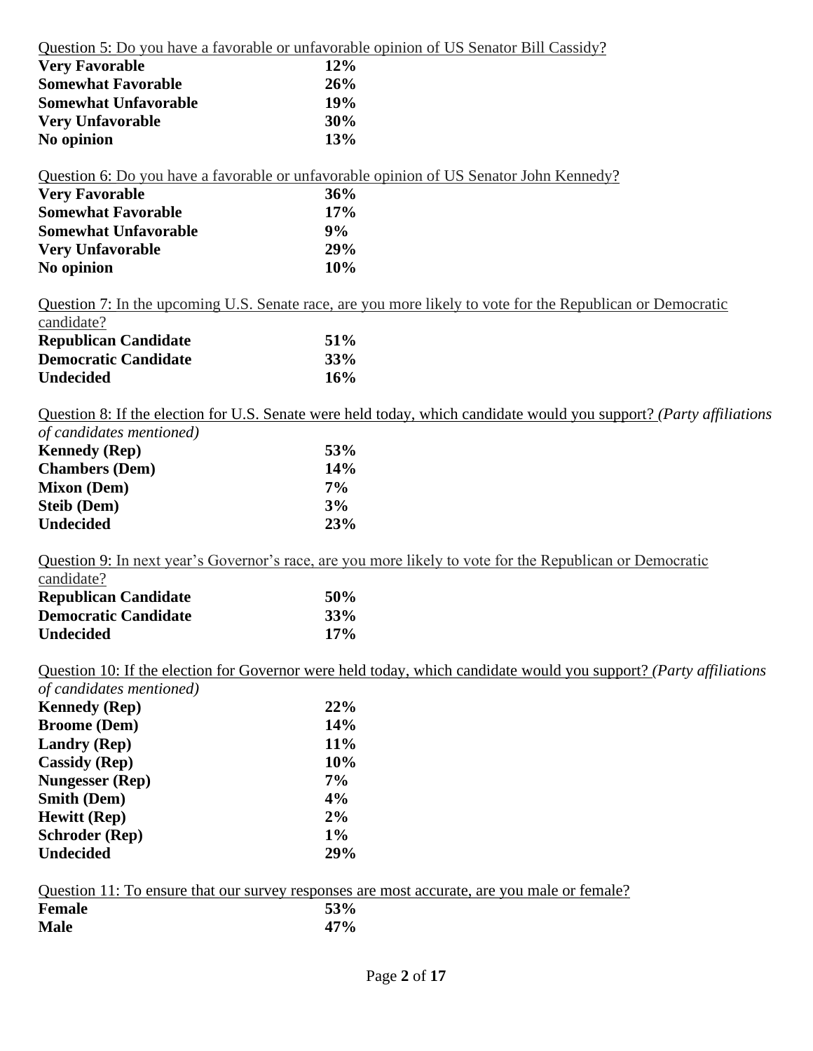Question 5: Do you have a favorable or unfavorable opinion of US Senator Bill Cassidy?

| | |
|---|---|
| **Very Favorable** | **12%** |
| **Somewhat Favorable** | **26%** |
| **Somewhat Unfavorable** | **19%** |
| **Very Unfavorable** | **30%** |
| **No opinion** | **13%** |

Question 6: Do you have a favorable or unfavorable opinion of US Senator John Kennedy?

| | |
|---|---|
| **Very Favorable** | **36%** |
| **Somewhat Favorable** | **17%** |
| **Somewhat Unfavorable** | **9%** |
| **Very Unfavorable** | **29%** |
| **No opinion** | **10%** |

Question 7: In the upcoming U.S. Senate race, are you more likely to vote for the Republican or Democratic candidate?

| | |
|---|---|
| **Republican Candidate** | **51%** |
| **Democratic Candidate** | **33%** |
| **Undecided** | **16%** |

Question 8: If the election for U.S. Senate were held today, which candidate would you support? *(Party affiliations of candidates mentioned)*

| | |
|---|---|
| **Kennedy (Rep)** | **53%** |
| **Chambers (Dem)** | **14%** |
| **Mixon (Dem)** | **7%** |
| **Steib (Dem)** | **3%** |
| **Undecided** | **23%** |

Question 9: In next year's Governor's race, are you more likely to vote for the Republican or Democratic candidate?

| | |
|---|---|
| **Republican Candidate** | **50%** |
| **Democratic Candidate** | **33%** |
| **Undecided** | **17%** |

Question 10: If the election for Governor were held today, which candidate would you support? *(Party affiliations of candidates mentioned)*

| | |
|---|---|
| **Kennedy (Rep)** | **22%** |
| **Broome (Dem)** | **14%** |
| **Landry (Rep)** | **11%** |
| **Cassidy (Rep)** | **10%** |
| **Nungesser (Rep)** | **7%** |
| **Smith (Dem)** | **4%** |
| **Hewitt (Rep)** | **2%** |
| **Schroder (Rep)** | **1%** |
| **Undecided** | **29%** |

Question 11: To ensure that our survey responses are most accurate, are you male or female?

| | |
|---|---|
| **Female** | **53%** |
| **Male** | **47%** |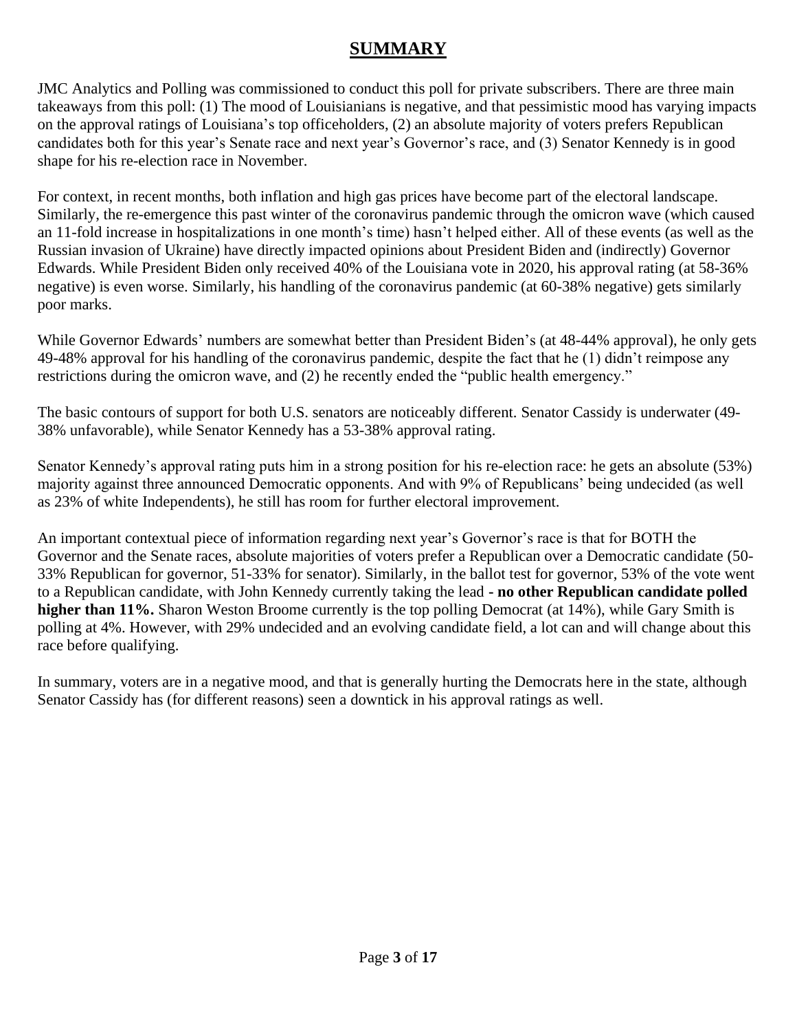## SUMMARY

JMC Analytics and Polling was commissioned to conduct this poll for private subscribers. There are three main takeaways from this poll: (1) The mood of Louisianians is negative, and that pessimistic mood has varying impacts on the approval ratings of Louisiana's top officeholders, (2) an absolute majority of voters prefers Republican candidates both for this year's Senate race and next year's Governor's race, and (3) Senator Kennedy is in good shape for his re-election race in November.

For context, in recent months, both inflation and high gas prices have become part of the electoral landscape. Similarly, the re-emergence this past winter of the coronavirus pandemic through the omicron wave (which caused an 11-fold increase in hospitalizations in one month's time) hasn't helped either. All of these events (as well as the Russian invasion of Ukraine) have directly impacted opinions about President Biden and (indirectly) Governor Edwards. While President Biden only received 40% of the Louisiana vote in 2020, his approval rating (at 58-36% negative) is even worse. Similarly, his handling of the coronavirus pandemic (at 60-38% negative) gets similarly poor marks.

While Governor Edwards' numbers are somewhat better than President Biden's (at 48-44% approval), he only gets 49-48% approval for his handling of the coronavirus pandemic, despite the fact that he (1) didn't reimpose any restrictions during the omicron wave, and (2) he recently ended the "public health emergency."

The basic contours of support for both U.S. senators are noticeably different. Senator Cassidy is underwater (49-38% unfavorable), while Senator Kennedy has a 53-38% approval rating.

Senator Kennedy's approval rating puts him in a strong position for his re-election race: he gets an absolute (53%) majority against three announced Democratic opponents. And with 9% of Republicans' being undecided (as well as 23% of white Independents), he still has room for further electoral improvement.

An important contextual piece of information regarding next year's Governor's race is that for BOTH the Governor and the Senate races, absolute majorities of voters prefer a Republican over a Democratic candidate (50-33% Republican for governor, 51-33% for senator). Similarly, in the ballot test for governor, 53% of the vote went to a Republican candidate, with John Kennedy currently taking the lead **- no other Republican candidate polled higher than 11%.** Sharon Weston Broome currently is the top polling Democrat (at 14%), while Gary Smith is polling at 4%. However, with 29% undecided and an evolving candidate field, a lot can and will change about this race before qualifying.

In summary, voters are in a negative mood, and that is generally hurting the Democrats here in the state, although Senator Cassidy has (for different reasons) seen a downtick in his approval ratings as well.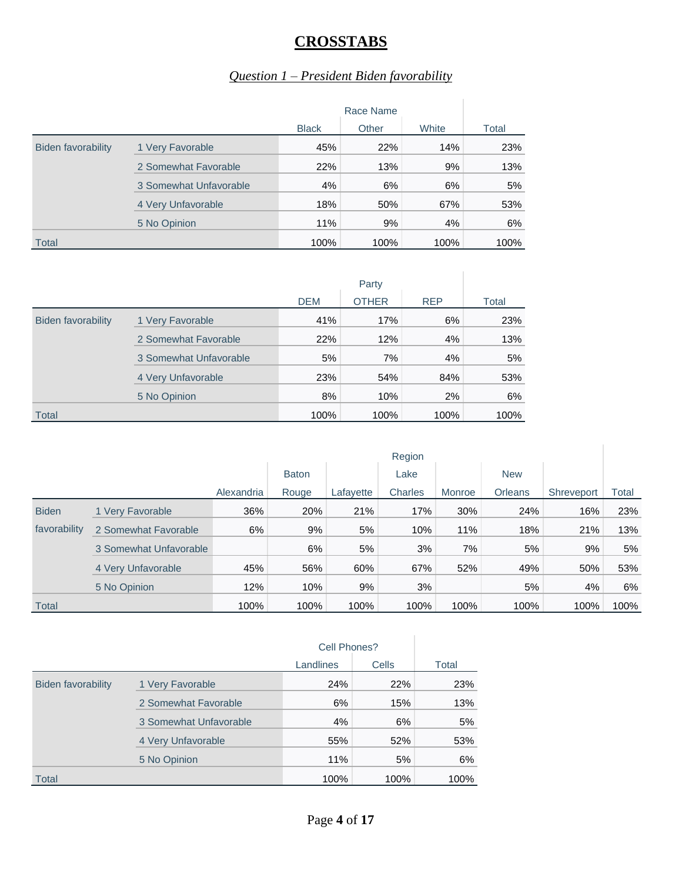# CROSSTABS

## *Question 1 – President Biden favorability*

| | | Race Name | | | |
|---|---|---|---|---|---|
| | | Black | Other | White | Total |
| Biden favorability | 1 Very Favorable | 45% | 22% | 14% | 23% |
| | 2 Somewhat Favorable | 22% | 13% | 9% | 13% |
| | 3 Somewhat Unfavorable | 4% | 6% | 6% | 5% |
| | 4 Very Unfavorable | 18% | 50% | 67% | 53% |
| | 5 No Opinion | 11% | 9% | 4% | 6% |
| Total | | 100% | 100% | 100% | 100% |

| | | Party | | | |
|---|---|---|---|---|---|
| | | DEM | OTHER | REP | Total |
| Biden favorability | 1 Very Favorable | 41% | 17% | 6% | 23% |
| | 2 Somewhat Favorable | 22% | 12% | 4% | 13% |
| | 3 Somewhat Unfavorable | 5% | 7% | 4% | 5% |
| | 4 Very Unfavorable | 23% | 54% | 84% | 53% |
| | 5 No Opinion | 8% | 10% | 2% | 6% |
| Total | | 100% | 100% | 100% | 100% |

| | | Region | | | | | | | |
|---|---|---|---|---|---|---|---|---|---|
| | | Alexandria | Baton Rouge | Lafayette | Lake Charles | Monroe | New Orleans | Shreveport | Total |
| Biden favorability | 1 Very Favorable | 36% | 20% | 21% | 17% | 30% | 24% | 16% | 23% |
| | 2 Somewhat Favorable | 6% | 9% | 5% | 10% | 11% | 18% | 21% | 13% |
| | 3 Somewhat Unfavorable | | 6% | 5% | 3% | 7% | 5% | 9% | 5% |
| | 4 Very Unfavorable | 45% | 56% | 60% | 67% | 52% | 49% | 50% | 53% |
| | 5 No Opinion | 12% | 10% | 9% | 3% | | 5% | 4% | 6% |
| Total | | 100% | 100% | 100% | 100% | 100% | 100% | 100% | 100% |

| | | Cell Phones? | | |
|---|---|---|---|---|
| | | Landlines | Cells | Total |
| Biden favorability | 1 Very Favorable | 24% | 22% | 23% |
| | 2 Somewhat Favorable | 6% | 15% | 13% |
| | 3 Somewhat Unfavorable | 4% | 6% | 5% |
| | 4 Very Unfavorable | 55% | 52% | 53% |
| | 5 No Opinion | 11% | 5% | 6% |
| Total | | 100% | 100% | 100% |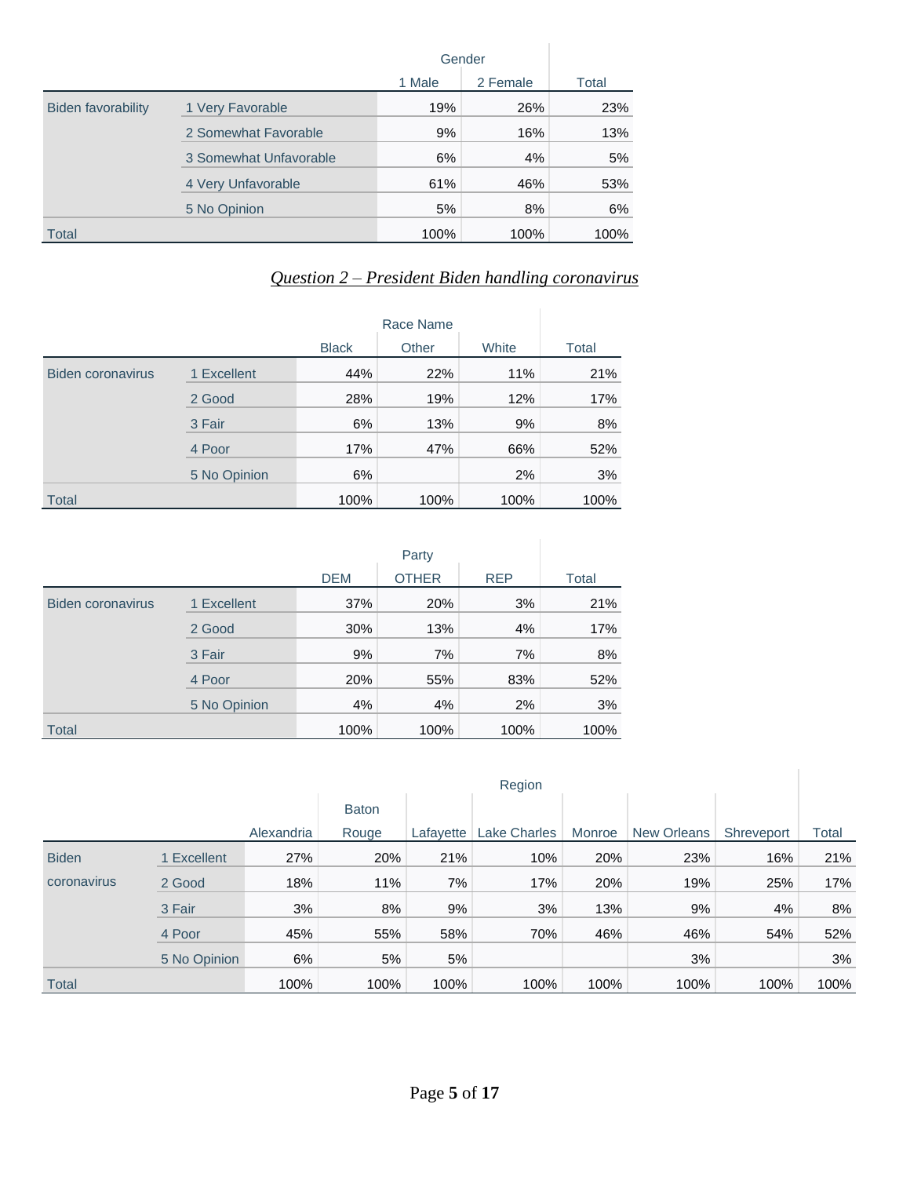| | | Gender | | |
|---|---|---|---|---|
| | | 1 Male | 2 Female | Total |
| Biden favorability | 1 Very Favorable | 19% | 26% | 23% |
| | 2 Somewhat Favorable | 9% | 16% | 13% |
| | 3 Somewhat Unfavorable | 6% | 4% | 5% |
| | 4 Very Unfavorable | 61% | 46% | 53% |
| | 5 No Opinion | 5% | 8% | 6% |
| Total | | 100% | 100% | 100% |

## *Question 2 – President Biden handling coronavirus*

| | | Race Name | | | |
|---|---|---|---|---|---|
| | | Black | Other | White | Total |
| Biden coronavirus | 1 Excellent | 44% | 22% | 11% | 21% |
| | 2 Good | 28% | 19% | 12% | 17% |
| | 3 Fair | 6% | 13% | 9% | 8% |
| | 4 Poor | 17% | 47% | 66% | 52% |
| | 5 No Opinion | 6% | | 2% | 3% |
| Total | | 100% | 100% | 100% | 100% |

| | | Party | | | |
|---|---|---|---|---|---|
| | | DEM | OTHER | REP | Total |
| Biden coronavirus | 1 Excellent | 37% | 20% | 3% | 21% |
| | 2 Good | 30% | 13% | 4% | 17% |
| | 3 Fair | 9% | 7% | 7% | 8% |
| | 4 Poor | 20% | 55% | 83% | 52% |
| | 5 No Opinion | 4% | 4% | 2% | 3% |
| Total | | 100% | 100% | 100% | 100% |

| | | Region | | | | | | | |
|---|---|---|---|---|---|---|---|---|---|
| | | Alexandria | Baton Rouge | Lafayette | Lake Charles | Monroe | New Orleans | Shreveport | Total |
| Biden coronavirus | 1 Excellent | 27% | 20% | 21% | 10% | 20% | 23% | 16% | 21% |
| | 2 Good | 18% | 11% | 7% | 17% | 20% | 19% | 25% | 17% |
| | 3 Fair | 3% | 8% | 9% | 3% | 13% | 9% | 4% | 8% |
| | 4 Poor | 45% | 55% | 58% | 70% | 46% | 46% | 54% | 52% |
| | 5 No Opinion | 6% | 5% | 5% | | | 3% | | 3% |
| Total | | 100% | 100% | 100% | 100% | 100% | 100% | 100% | 100% |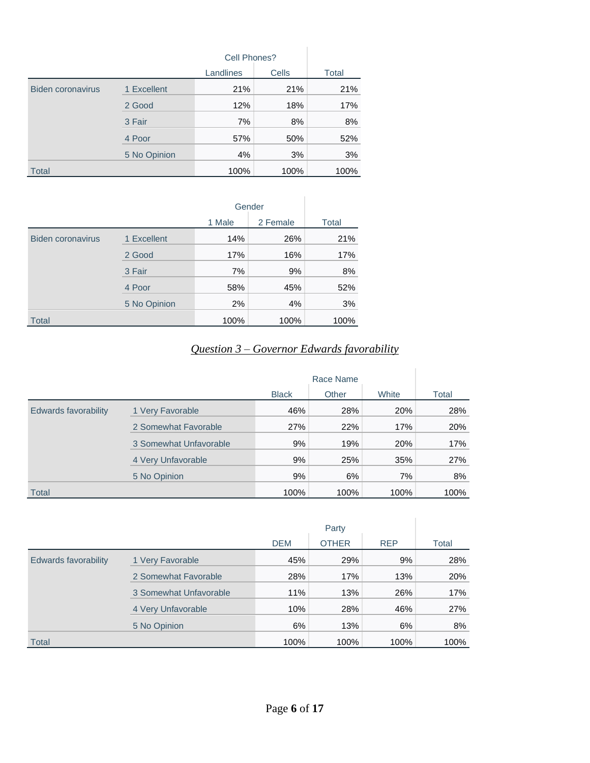| | | Cell Phones? | | |
|---|---|---|---|---|
| | | Landlines | Cells | Total |
| Biden coronavirus | 1 Excellent | 21% | 21% | 21% |
| | 2 Good | 12% | 18% | 17% |
| | 3 Fair | 7% | 8% | 8% |
| | 4 Poor | 57% | 50% | 52% |
| | 5 No Opinion | 4% | 3% | 3% |
| Total | | 100% | 100% | 100% |

| | | Gender | | |
|---|---|---|---|---|
| | | 1 Male | 2 Female | Total |
| Biden coronavirus | 1 Excellent | 14% | 26% | 21% |
| | 2 Good | 17% | 16% | 17% |
| | 3 Fair | 7% | 9% | 8% |
| | 4 Poor | 58% | 45% | 52% |
| | 5 No Opinion | 2% | 4% | 3% |
| Total | | 100% | 100% | 100% |

## *Question 3 – Governor Edwards favorability*

| | | Race Name | | | |
|---|---|---|---|---|---|
| | | Black | Other | White | Total |
| Edwards favorability | 1 Very Favorable | 46% | 28% | 20% | 28% |
| | 2 Somewhat Favorable | 27% | 22% | 17% | 20% |
| | 3 Somewhat Unfavorable | 9% | 19% | 20% | 17% |
| | 4 Very Unfavorable | 9% | 25% | 35% | 27% |
| | 5 No Opinion | 9% | 6% | 7% | 8% |
| Total | | 100% | 100% | 100% | 100% |

| | | Party | | | |
|---|---|---|---|---|---|
| | | DEM | OTHER | REP | Total |
| Edwards favorability | 1 Very Favorable | 45% | 29% | 9% | 28% |
| | 2 Somewhat Favorable | 28% | 17% | 13% | 20% |
| | 3 Somewhat Unfavorable | 11% | 13% | 26% | 17% |
| | 4 Very Unfavorable | 10% | 28% | 46% | 27% |
| | 5 No Opinion | 6% | 13% | 6% | 8% |
| Total | | 100% | 100% | 100% | 100% |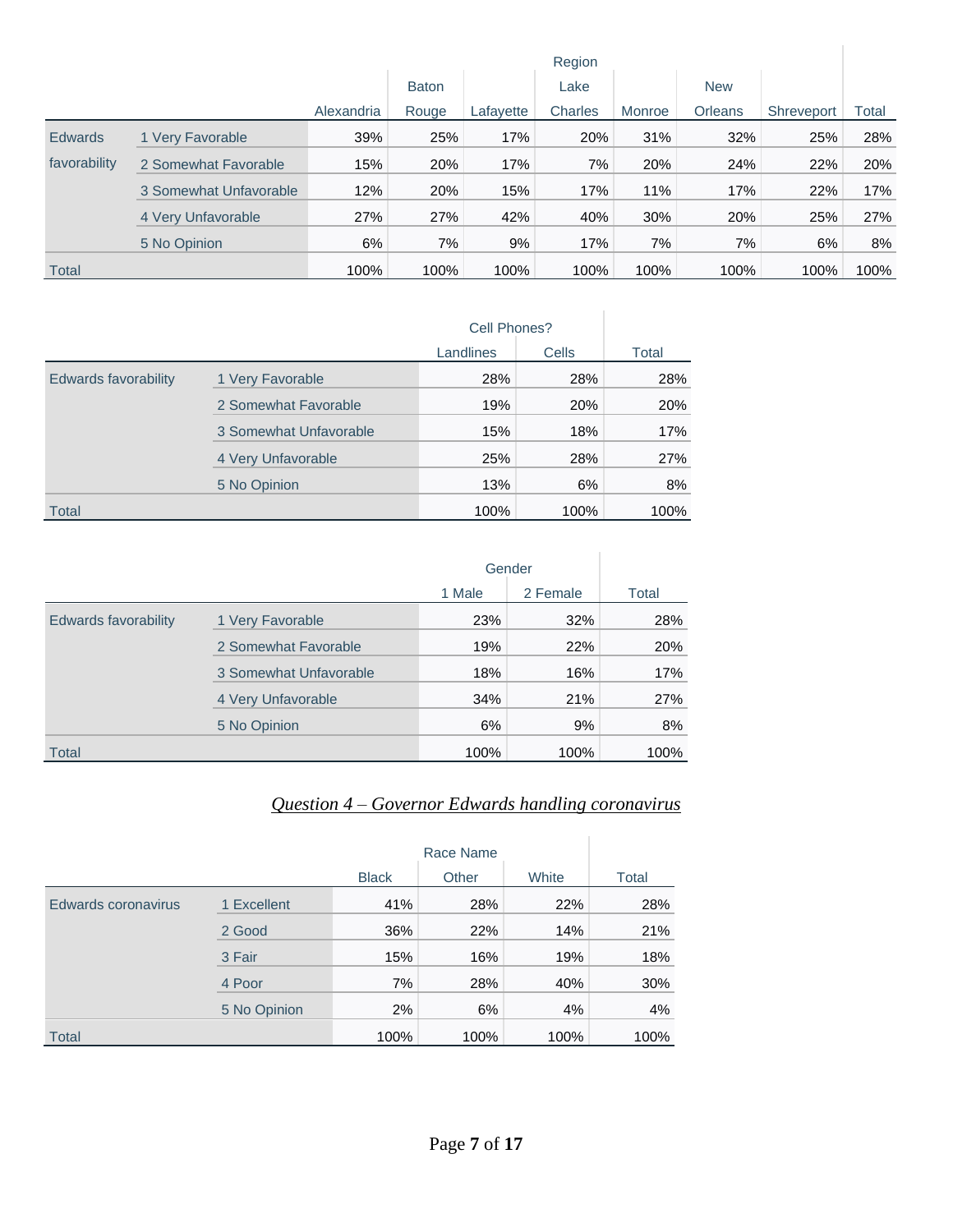| | | Region | | | | | | | |
|---|---|---|---|---|---|---|---|---|---|
| | | Alexandria | Baton Rouge | Lafayette | Lake Charles | Monroe | New Orleans | Shreveport | Total |
| Edwards favorability | 1 Very Favorable | 39% | 25% | 17% | 20% | 31% | 32% | 25% | 28% |
| | 2 Somewhat Favorable | 15% | 20% | 17% | 7% | 20% | 24% | 22% | 20% |
| | 3 Somewhat Unfavorable | 12% | 20% | 15% | 17% | 11% | 17% | 22% | 17% |
| | 4 Very Unfavorable | 27% | 27% | 42% | 40% | 30% | 20% | 25% | 27% |
| | 5 No Opinion | 6% | 7% | 9% | 17% | 7% | 7% | 6% | 8% |
| Total | | 100% | 100% | 100% | 100% | 100% | 100% | 100% | 100% |

| | | Cell Phones? | | |
|---|---|---|---|---|
| | | Landlines | Cells | Total |
| Edwards favorability | 1 Very Favorable | 28% | 28% | 28% |
| | 2 Somewhat Favorable | 19% | 20% | 20% |
| | 3 Somewhat Unfavorable | 15% | 18% | 17% |
| | 4 Very Unfavorable | 25% | 28% | 27% |
| | 5 No Opinion | 13% | 6% | 8% |
| Total | | 100% | 100% | 100% |

| | | Gender | | |
|---|---|---|---|---|
| | | 1 Male | 2 Female | Total |
| Edwards favorability | 1 Very Favorable | 23% | 32% | 28% |
| | 2 Somewhat Favorable | 19% | 22% | 20% |
| | 3 Somewhat Unfavorable | 18% | 16% | 17% |
| | 4 Very Unfavorable | 34% | 21% | 27% |
| | 5 No Opinion | 6% | 9% | 8% |
| Total | | 100% | 100% | 100% |

## *Question 4 – Governor Edwards handling coronavirus*

| | | Race Name | | | |
|---|---|---|---|---|---|
| | | Black | Other | White | Total |
| Edwards coronavirus | 1 Excellent | 41% | 28% | 22% | 28% |
| | 2 Good | 36% | 22% | 14% | 21% |
| | 3 Fair | 15% | 16% | 19% | 18% |
| | 4 Poor | 7% | 28% | 40% | 30% |
| | 5 No Opinion | 2% | 6% | 4% | 4% |
| Total | | 100% | 100% | 100% | 100% |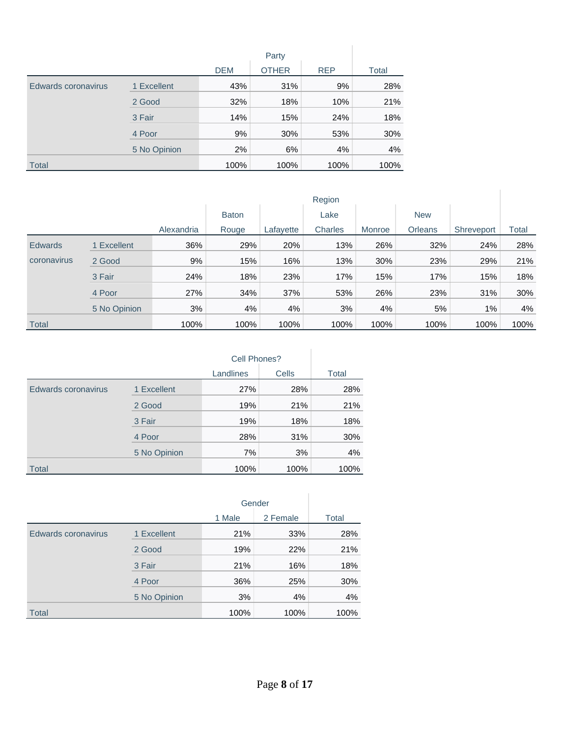| | | Party | | | |
|---|---|---|---|---|---|
| | | DEM | OTHER | REP | Total |
| Edwards coronavirus | 1 Excellent | 43% | 31% | 9% | 28% |
| | 2 Good | 32% | 18% | 10% | 21% |
| | 3 Fair | 14% | 15% | 24% | 18% |
| | 4 Poor | 9% | 30% | 53% | 30% |
| | 5 No Opinion | 2% | 6% | 4% | 4% |
| Total | | 100% | 100% | 100% | 100% |

| | | Region | | | | | | | |
|---|---|---|---|---|---|---|---|---|---|
| | | Alexandria | Baton Rouge | Lafayette | Lake Charles | Monroe | New Orleans | Shreveport | Total |
| Edwards coronavirus | 1 Excellent | 36% | 29% | 20% | 13% | 26% | 32% | 24% | 28% |
| | 2 Good | 9% | 15% | 16% | 13% | 30% | 23% | 29% | 21% |
| | 3 Fair | 24% | 18% | 23% | 17% | 15% | 17% | 15% | 18% |
| | 4 Poor | 27% | 34% | 37% | 53% | 26% | 23% | 31% | 30% |
| | 5 No Opinion | 3% | 4% | 4% | 3% | 4% | 5% | 1% | 4% |
| Total | | 100% | 100% | 100% | 100% | 100% | 100% | 100% | 100% |

| | | Cell Phones? | | |
|---|---|---|---|---|
| | | Landlines | Cells | Total |
| Edwards coronavirus | 1 Excellent | 27% | 28% | 28% |
| | 2 Good | 19% | 21% | 21% |
| | 3 Fair | 19% | 18% | 18% |
| | 4 Poor | 28% | 31% | 30% |
| | 5 No Opinion | 7% | 3% | 4% |
| Total | | 100% | 100% | 100% |

| | | Gender | | |
|---|---|---|---|---|
| | | 1 Male | 2 Female | Total |
| Edwards coronavirus | 1 Excellent | 21% | 33% | 28% |
| | 2 Good | 19% | 22% | 21% |
| | 3 Fair | 21% | 16% | 18% |
| | 4 Poor | 36% | 25% | 30% |
| | 5 No Opinion | 3% | 4% | 4% |
| Total | | 100% | 100% | 100% |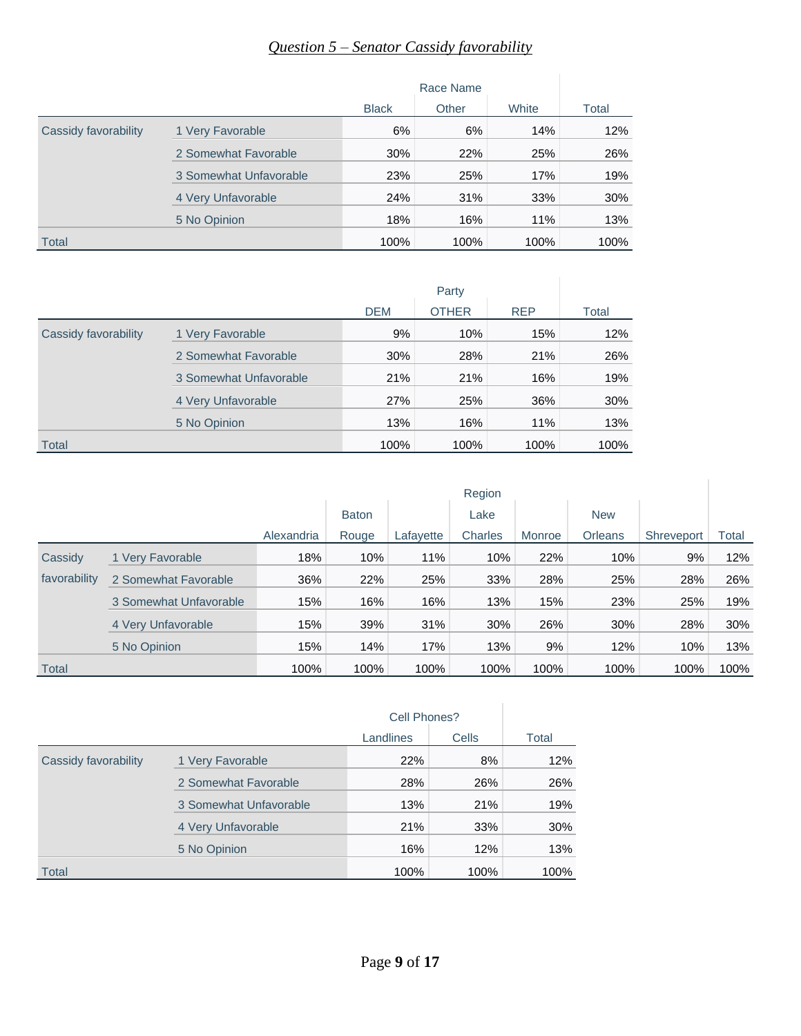## *Question 5 – Senator Cassidy favorability*

| | | Race Name | | | |
|---|---|---|---|---|---|
| | | Black | Other | White | Total |
| Cassidy favorability | 1 Very Favorable | 6% | 6% | 14% | 12% |
| | 2 Somewhat Favorable | 30% | 22% | 25% | 26% |
| | 3 Somewhat Unfavorable | 23% | 25% | 17% | 19% |
| | 4 Very Unfavorable | 24% | 31% | 33% | 30% |
| | 5 No Opinion | 18% | 16% | 11% | 13% |
| Total | | 100% | 100% | 100% | 100% |

| | | Party | | | |
|---|---|---|---|---|---|
| | | DEM | OTHER | REP | Total |
| Cassidy favorability | 1 Very Favorable | 9% | 10% | 15% | 12% |
| | 2 Somewhat Favorable | 30% | 28% | 21% | 26% |
| | 3 Somewhat Unfavorable | 21% | 21% | 16% | 19% |
| | 4 Very Unfavorable | 27% | 25% | 36% | 30% |
| | 5 No Opinion | 13% | 16% | 11% | 13% |
| Total | | 100% | 100% | 100% | 100% |

| | | Region | | | | | | | |
|---|---|---|---|---|---|---|---|---|---|
| | | Alexandria | Baton Rouge | Lafayette | Lake Charles | Monroe | New Orleans | Shreveport | Total |
| Cassidy favorability | 1 Very Favorable | 18% | 10% | 11% | 10% | 22% | 10% | 9% | 12% |
| | 2 Somewhat Favorable | 36% | 22% | 25% | 33% | 28% | 25% | 28% | 26% |
| | 3 Somewhat Unfavorable | 15% | 16% | 16% | 13% | 15% | 23% | 25% | 19% |
| | 4 Very Unfavorable | 15% | 39% | 31% | 30% | 26% | 30% | 28% | 30% |
| | 5 No Opinion | 15% | 14% | 17% | 13% | 9% | 12% | 10% | 13% |
| Total | | 100% | 100% | 100% | 100% | 100% | 100% | 100% | 100% |

| | | Cell Phones? | | |
|---|---|---|---|---|
| | | Landlines | Cells | Total |
| Cassidy favorability | 1 Very Favorable | 22% | 8% | 12% |
| | 2 Somewhat Favorable | 28% | 26% | 26% |
| | 3 Somewhat Unfavorable | 13% | 21% | 19% |
| | 4 Very Unfavorable | 21% | 33% | 30% |
| | 5 No Opinion | 16% | 12% | 13% |
| Total | | 100% | 100% | 100% |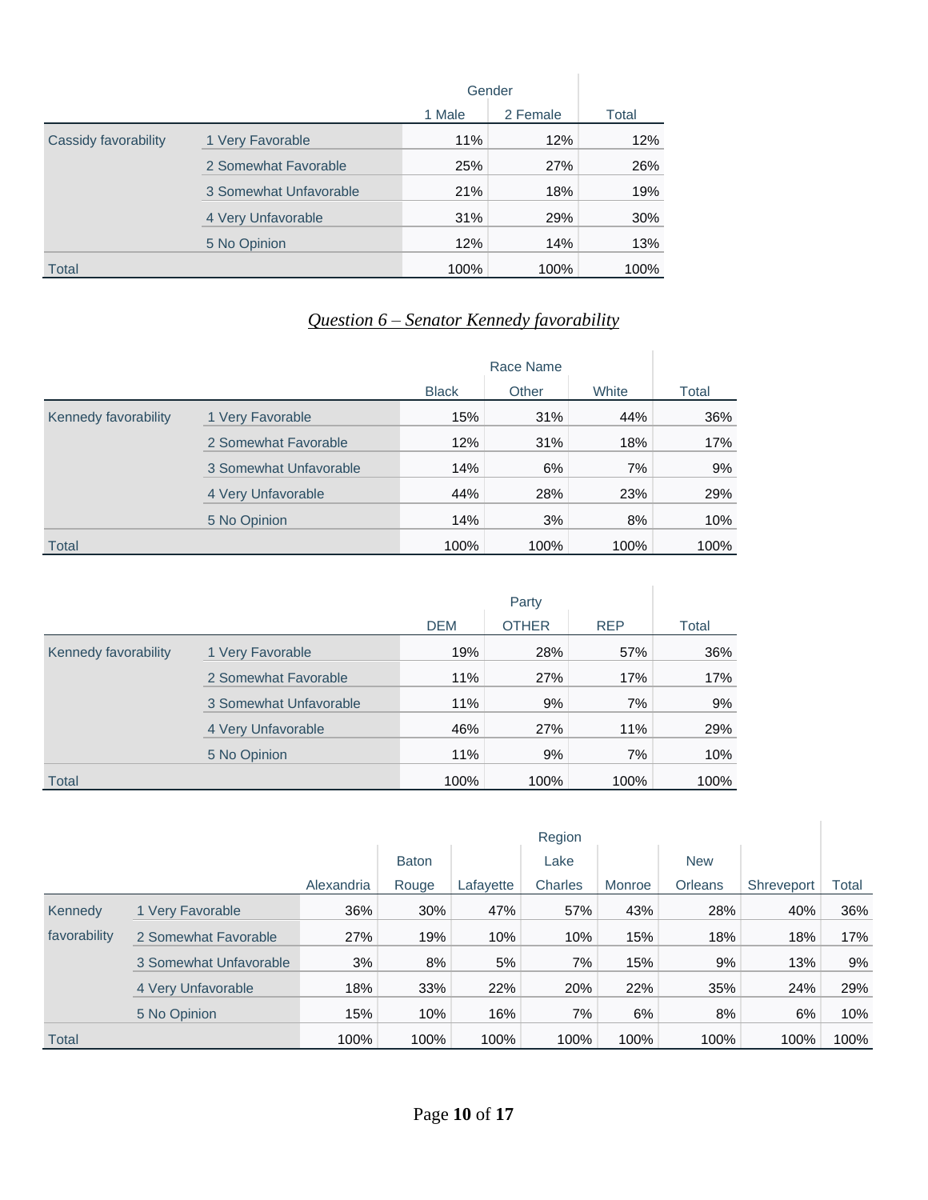| | | Gender | | Total |
|---|---|---|---|---|
| | | 1 Male | 2 Female | |
| Cassidy favorability | 1 Very Favorable | 11% | 12% | 12% |
| | 2 Somewhat Favorable | 25% | 27% | 26% |
| | 3 Somewhat Unfavorable | 21% | 18% | 19% |
| | 4 Very Unfavorable | 31% | 29% | 30% |
| | 5 No Opinion | 12% | 14% | 13% |
| Total | | 100% | 100% | 100% |

## *Question 6 – Senator Kennedy favorability*

| | | Race Name | | | Total |
|---|---|---|---|---|---|
| | | Black | Other | White | |
| Kennedy favorability | 1 Very Favorable | 15% | 31% | 44% | 36% |
| | 2 Somewhat Favorable | 12% | 31% | 18% | 17% |
| | 3 Somewhat Unfavorable | 14% | 6% | 7% | 9% |
| | 4 Very Unfavorable | 44% | 28% | 23% | 29% |
| | 5 No Opinion | 14% | 3% | 8% | 10% |
| Total | | 100% | 100% | 100% | 100% |

| | | Party | | | Total |
|---|---|---|---|---|---|
| | | DEM | OTHER | REP | |
| Kennedy favorability | 1 Very Favorable | 19% | 28% | 57% | 36% |
| | 2 Somewhat Favorable | 11% | 27% | 17% | 17% |
| | 3 Somewhat Unfavorable | 11% | 9% | 7% | 9% |
| | 4 Very Unfavorable | 46% | 27% | 11% | 29% |
| | 5 No Opinion | 11% | 9% | 7% | 10% |
| Total | | 100% | 100% | 100% | 100% |

| | | Region | | | | | | | Total |
|---|---|---|---|---|---|---|---|---|---|
| | | Alexandria | Baton Rouge | Lafayette | Lake Charles | Monroe | New Orleans | Shreveport | |
| Kennedy favorability | 1 Very Favorable | 36% | 30% | 47% | 57% | 43% | 28% | 40% | 36% |
| | 2 Somewhat Favorable | 27% | 19% | 10% | 10% | 15% | 18% | 18% | 17% |
| | 3 Somewhat Unfavorable | 3% | 8% | 5% | 7% | 15% | 9% | 13% | 9% |
| | 4 Very Unfavorable | 18% | 33% | 22% | 20% | 22% | 35% | 24% | 29% |
| | 5 No Opinion | 15% | 10% | 16% | 7% | 6% | 8% | 6% | 10% |
| Total | | 100% | 100% | 100% | 100% | 100% | 100% | 100% | 100% |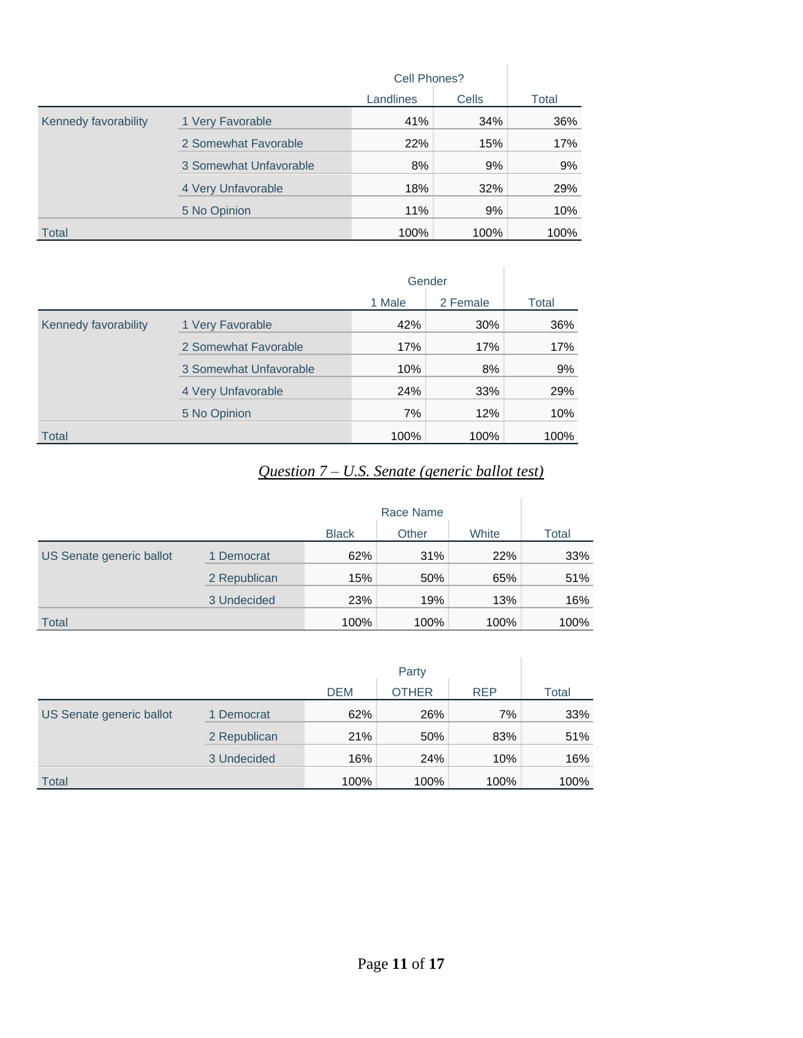| | | Cell Phones? | | |
|---|---|---|---|---|
| | | Landlines | Cells | Total |
| Kennedy favorability | 1 Very Favorable | 41% | 34% | 36% |
| | 2 Somewhat Favorable | 22% | 15% | 17% |
| | 3 Somewhat Unfavorable | 8% | 9% | 9% |
| | 4 Very Unfavorable | 18% | 32% | 29% |
| | 5 No Opinion | 11% | 9% | 10% |
| Total | | 100% | 100% | 100% |

| | | Gender | | |
|---|---|---|---|---|
| | | 1 Male | 2 Female | Total |
| Kennedy favorability | 1 Very Favorable | 42% | 30% | 36% |
| | 2 Somewhat Favorable | 17% | 17% | 17% |
| | 3 Somewhat Unfavorable | 10% | 8% | 9% |
| | 4 Very Unfavorable | 24% | 33% | 29% |
| | 5 No Opinion | 7% | 12% | 10% |
| Total | | 100% | 100% | 100% |

## *Question 7 – U.S. Senate (generic ballot test)*

| | | Race Name | | | |
|---|---|---|---|---|---|
| | | Black | Other | White | Total |
| US Senate generic ballot | 1 Democrat | 62% | 31% | 22% | 33% |
| | 2 Republican | 15% | 50% | 65% | 51% |
| | 3 Undecided | 23% | 19% | 13% | 16% |
| Total | | 100% | 100% | 100% | 100% |

| | | Party | | | |
|---|---|---|---|---|---|
| | | DEM | OTHER | REP | Total |
| US Senate generic ballot | 1 Democrat | 62% | 26% | 7% | 33% |
| | 2 Republican | 21% | 50% | 83% | 51% |
| | 3 Undecided | 16% | 24% | 10% | 16% |
| Total | | 100% | 100% | 100% | 100% |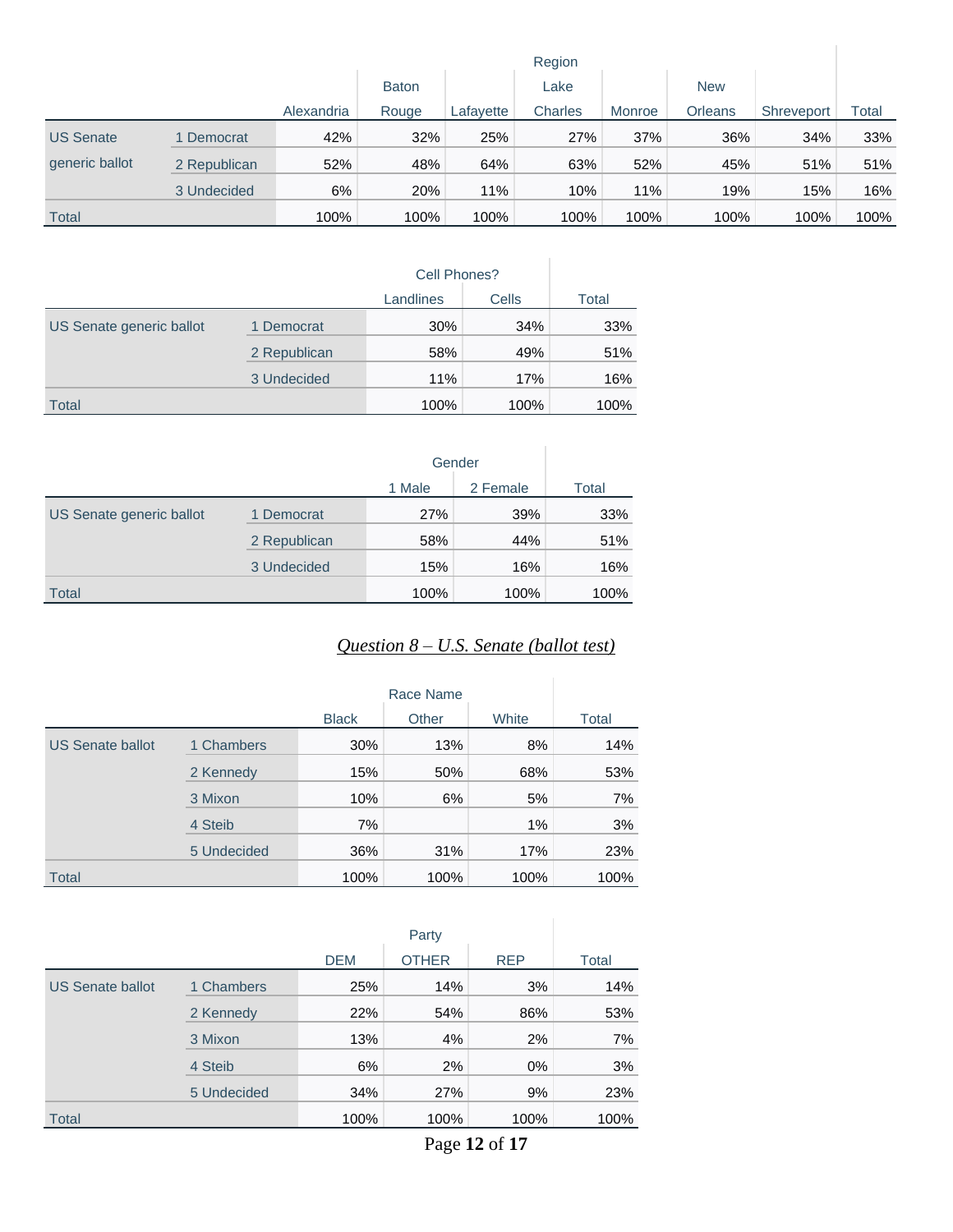| | | Region | | | | | | | |
|---|---|---|---|---|---|---|---|---|---|
| | | Alexandria | Baton Rouge | Lafayette | Lake Charles | Monroe | New Orleans | Shreveport | Total |
| US Senate generic ballot | 1 Democrat | 42% | 32% | 25% | 27% | 37% | 36% | 34% | 33% |
| | 2 Republican | 52% | 48% | 64% | 63% | 52% | 45% | 51% | 51% |
| | 3 Undecided | 6% | 20% | 11% | 10% | 11% | 19% | 15% | 16% |
| Total | | 100% | 100% | 100% | 100% | 100% | 100% | 100% | 100% |

| | | Cell Phones? | | |
|---|---|---|---|---|
| | | Landlines | Cells | Total |
| US Senate generic ballot | 1 Democrat | 30% | 34% | 33% |
| | 2 Republican | 58% | 49% | 51% |
| | 3 Undecided | 11% | 17% | 16% |
| Total | | 100% | 100% | 100% |

| | | Gender | | |
|---|---|---|---|---|
| | | 1 Male | 2 Female | Total |
| US Senate generic ballot | 1 Democrat | 27% | 39% | 33% |
| | 2 Republican | 58% | 44% | 51% |
| | 3 Undecided | 15% | 16% | 16% |
| Total | | 100% | 100% | 100% |

## *Question 8 – U.S. Senate (ballot test)*

| | | Race Name | | | |
|---|---|---|---|---|---|
| | | Black | Other | White | Total |
| US Senate ballot | 1 Chambers | 30% | 13% | 8% | 14% |
| | 2 Kennedy | 15% | 50% | 68% | 53% |
| | 3 Mixon | 10% | 6% | 5% | 7% |
| | 4 Steib | 7% | | 1% | 3% |
| | 5 Undecided | 36% | 31% | 17% | 23% |
| Total | | 100% | 100% | 100% | 100% |

| | | Party | | | |
|---|---|---|---|---|---|
| | | DEM | OTHER | REP | Total |
| US Senate ballot | 1 Chambers | 25% | 14% | 3% | 14% |
| | 2 Kennedy | 22% | 54% | 86% | 53% |
| | 3 Mixon | 13% | 4% | 2% | 7% |
| | 4 Steib | 6% | 2% | 0% | 3% |
| | 5 Undecided | 34% | 27% | 9% | 23% |
| Total | | 100% | 100% | 100% | 100% |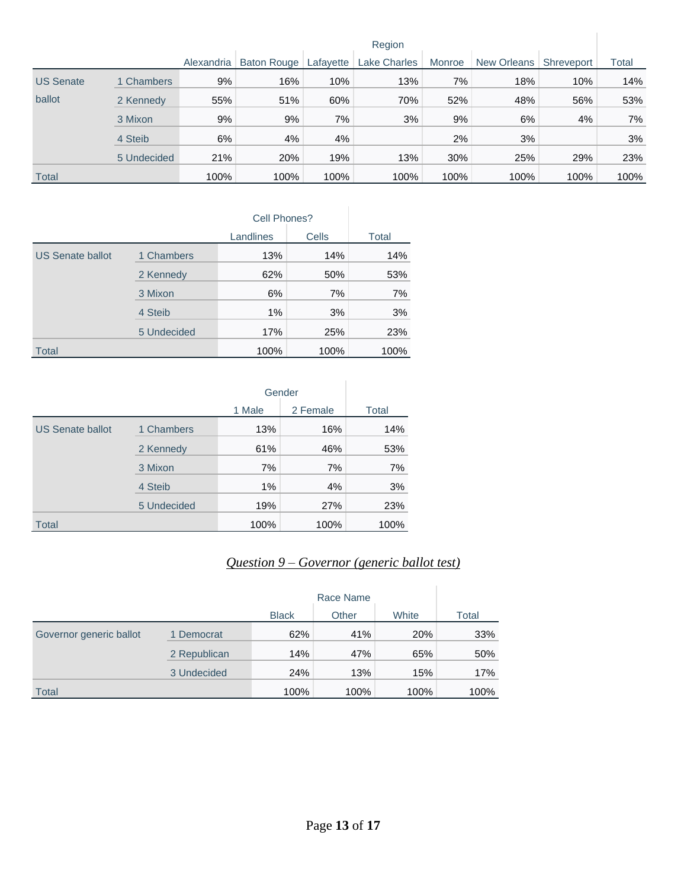| | | Region | | | | | | | Total |
|---|---|---|---|---|---|---|---|---|---|
| | | Alexandria | Baton Rouge | Lafayette | Lake Charles | Monroe | New Orleans | Shreveport | |
| US Senate ballot | 1 Chambers | 9% | 16% | 10% | 13% | 7% | 18% | 10% | 14% |
| | 2 Kennedy | 55% | 51% | 60% | 70% | 52% | 48% | 56% | 53% |
| | 3 Mixon | 9% | 9% | 7% | 3% | 9% | 6% | 4% | 7% |
| | 4 Steib | 6% | 4% | 4% | | 2% | 3% | | 3% |
| | 5 Undecided | 21% | 20% | 19% | 13% | 30% | 25% | 29% | 23% |
| Total | | 100% | 100% | 100% | 100% | 100% | 100% | 100% | 100% |

| | | Cell Phones? | | Total |
|---|---|---|---|---|
| | | Landlines | Cells | |
| US Senate ballot | 1 Chambers | 13% | 14% | 14% |
| | 2 Kennedy | 62% | 50% | 53% |
| | 3 Mixon | 6% | 7% | 7% |
| | 4 Steib | 1% | 3% | 3% |
| | 5 Undecided | 17% | 25% | 23% |
| Total | | 100% | 100% | 100% |

| | | Gender | | Total |
|---|---|---|---|---|
| | | 1 Male | 2 Female | |
| US Senate ballot | 1 Chambers | 13% | 16% | 14% |
| | 2 Kennedy | 61% | 46% | 53% |
| | 3 Mixon | 7% | 7% | 7% |
| | 4 Steib | 1% | 4% | 3% |
| | 5 Undecided | 19% | 27% | 23% |
| Total | | 100% | 100% | 100% |

## *Question 9 – Governor (generic ballot test)*

| | | Race Name | | | Total |
|---|---|---|---|---|---|
| | | Black | Other | White | |
| Governor generic ballot | 1 Democrat | 62% | 41% | 20% | 33% |
| | 2 Republican | 14% | 47% | 65% | 50% |
| | 3 Undecided | 24% | 13% | 15% | 17% |
| Total | | 100% | 100% | 100% | 100% |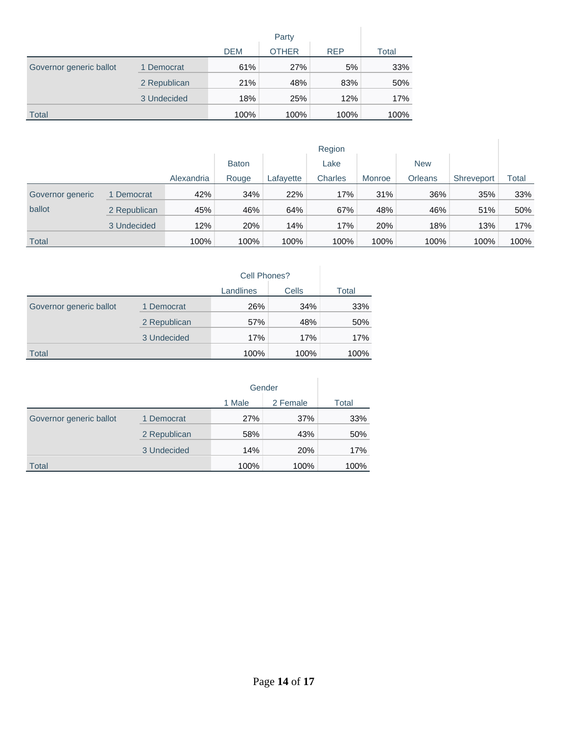| | | Party | | | |
|---|---|---|---|---|---|
| | | DEM | OTHER | REP | Total |
| Governor generic ballot | 1 Democrat | 61% | 27% | 5% | 33% |
| | 2 Republican | 21% | 48% | 83% | 50% |
| | 3 Undecided | 18% | 25% | 12% | 17% |
| Total | | 100% | 100% | 100% | 100% |

| | | Region | | | | | | | |
|---|---|---|---|---|---|---|---|---|---|
| | | Alexandria | Baton Rouge | Lafayette | Lake Charles | Monroe | New Orleans | Shreveport | Total |
| Governor generic ballot | 1 Democrat | 42% | 34% | 22% | 17% | 31% | 36% | 35% | 33% |
| | 2 Republican | 45% | 46% | 64% | 67% | 48% | 46% | 51% | 50% |
| | 3 Undecided | 12% | 20% | 14% | 17% | 20% | 18% | 13% | 17% |
| Total | | 100% | 100% | 100% | 100% | 100% | 100% | 100% | 100% |

| | | Cell Phones? | | |
|---|---|---|---|---|
| | | Landlines | Cells | Total |
| Governor generic ballot | 1 Democrat | 26% | 34% | 33% |
| | 2 Republican | 57% | 48% | 50% |
| | 3 Undecided | 17% | 17% | 17% |
| Total | | 100% | 100% | 100% |

| | | Gender | | |
|---|---|---|---|---|
| | | 1 Male | 2 Female | Total |
| Governor generic ballot | 1 Democrat | 27% | 37% | 33% |
| | 2 Republican | 58% | 43% | 50% |
| | 3 Undecided | 14% | 20% | 17% |
| Total | | 100% | 100% | 100% |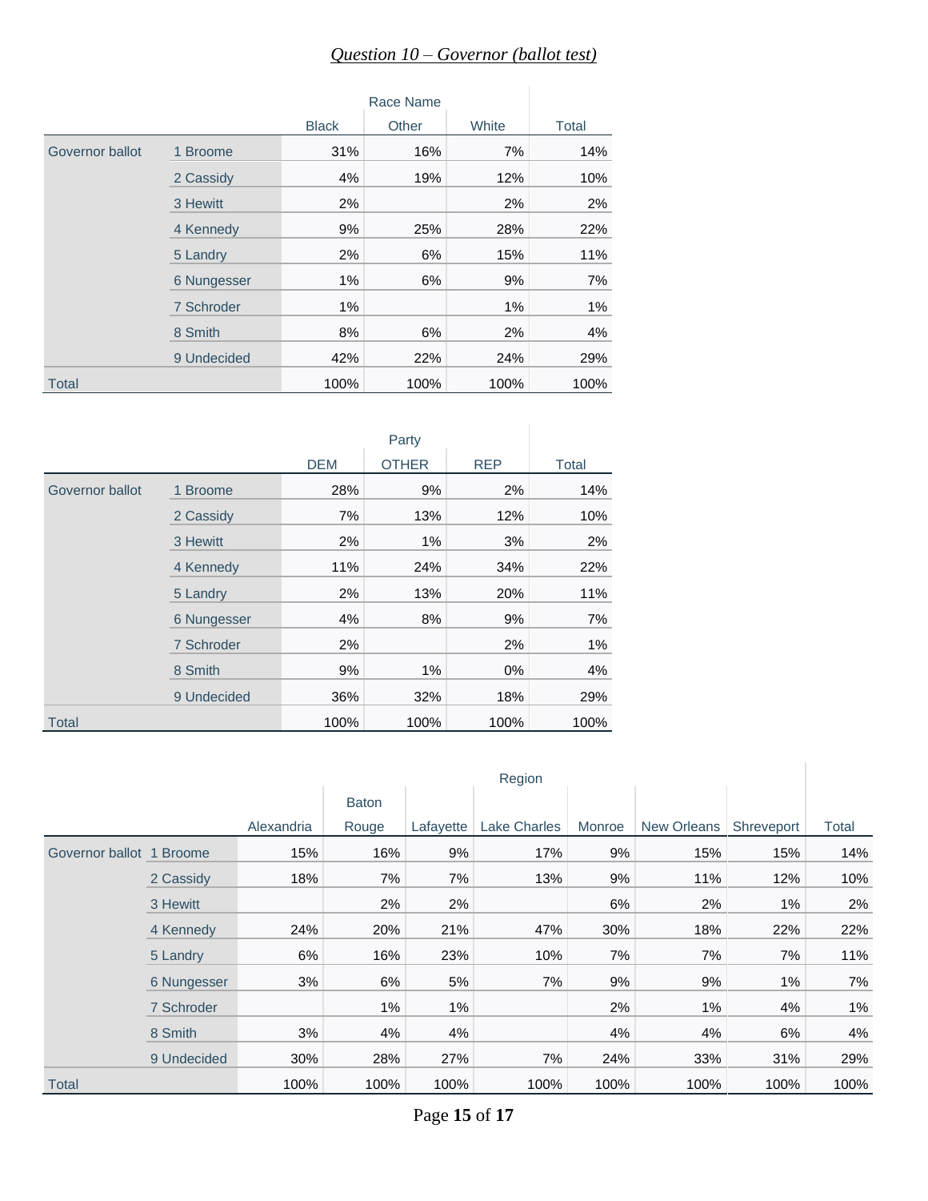## *Question 10 – Governor (ballot test)*

| | | Race Name | | | |
|---|---|---|---|---|---|
| | | Black | Other | White | Total |
| Governor ballot | 1 Broome | 31% | 16% | 7% | 14% |
| | 2 Cassidy | 4% | 19% | 12% | 10% |
| | 3 Hewitt | 2% | | 2% | 2% |
| | 4 Kennedy | 9% | 25% | 28% | 22% |
| | 5 Landry | 2% | 6% | 15% | 11% |
| | 6 Nungesser | 1% | 6% | 9% | 7% |
| | 7 Schroder | 1% | | 1% | 1% |
| | 8 Smith | 8% | 6% | 2% | 4% |
| | 9 Undecided | 42% | 22% | 24% | 29% |
| Total | | 100% | 100% | 100% | 100% |

| | | Party | | | |
|---|---|---|---|---|---|
| | | DEM | OTHER | REP | Total |
| Governor ballot | 1 Broome | 28% | 9% | 2% | 14% |
| | 2 Cassidy | 7% | 13% | 12% | 10% |
| | 3 Hewitt | 2% | 1% | 3% | 2% |
| | 4 Kennedy | 11% | 24% | 34% | 22% |
| | 5 Landry | 2% | 13% | 20% | 11% |
| | 6 Nungesser | 4% | 8% | 9% | 7% |
| | 7 Schroder | 2% | | 2% | 1% |
| | 8 Smith | 9% | 1% | 0% | 4% |
| | 9 Undecided | 36% | 32% | 18% | 29% |
| Total | | 100% | 100% | 100% | 100% |

| | | Region | | | | | | | |
|---|---|---|---|---|---|---|---|---|---|
| | | Alexandria | Baton Rouge | Lafayette | Lake Charles | Monroe | New Orleans | Shreveport | Total |
| Governor ballot | 1 Broome | 15% | 16% | 9% | 17% | 9% | 15% | 15% | 14% |
| | 2 Cassidy | 18% | 7% | 7% | 13% | 9% | 11% | 12% | 10% |
| | 3 Hewitt | | 2% | 2% | | 6% | 2% | 1% | 2% |
| | 4 Kennedy | 24% | 20% | 21% | 47% | 30% | 18% | 22% | 22% |
| | 5 Landry | 6% | 16% | 23% | 10% | 7% | 7% | 7% | 11% |
| | 6 Nungesser | 3% | 6% | 5% | 7% | 9% | 9% | 1% | 7% |
| | 7 Schroder | | 1% | 1% | | 2% | 1% | 4% | 1% |
| | 8 Smith | 3% | 4% | 4% | | 4% | 4% | 6% | 4% |
| | 9 Undecided | 30% | 28% | 27% | 7% | 24% | 33% | 31% | 29% |
| Total | | 100% | 100% | 100% | 100% | 100% | 100% | 100% | 100% |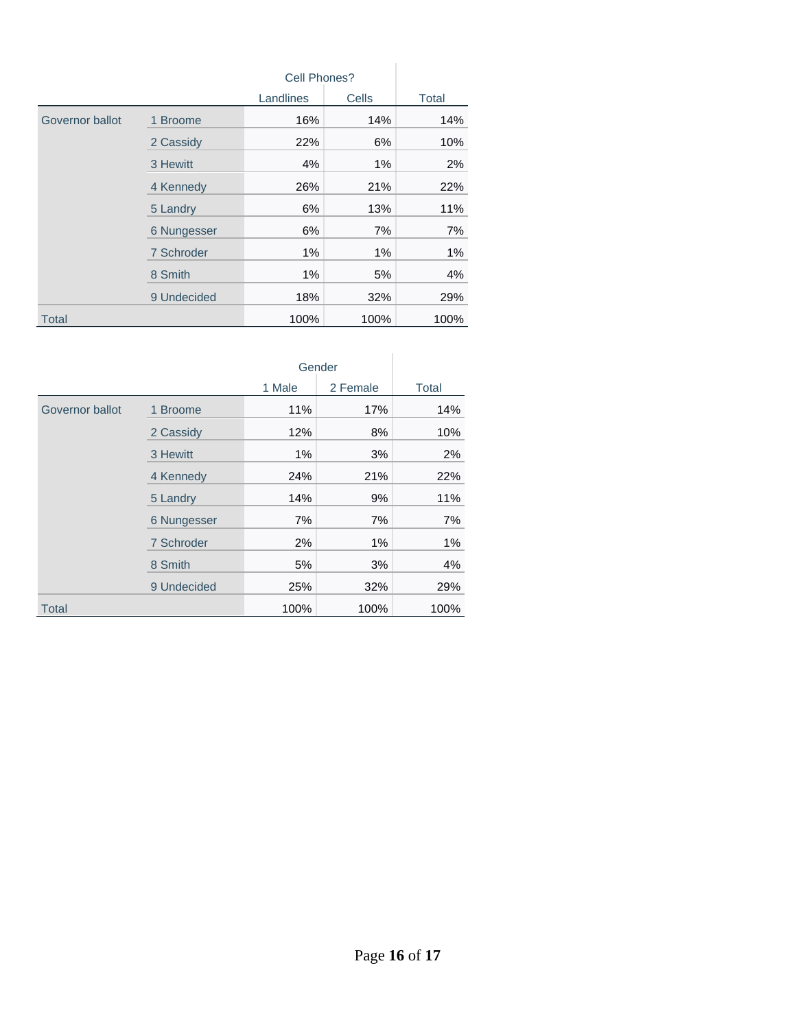| | | Cell Phones? | | |
|---|---|---|---|---|
| | | Landlines | Cells | Total |
| Governor ballot | 1 Broome | 16% | 14% | 14% |
| | 2 Cassidy | 22% | 6% | 10% |
| | 3 Hewitt | 4% | 1% | 2% |
| | 4 Kennedy | 26% | 21% | 22% |
| | 5 Landry | 6% | 13% | 11% |
| | 6 Nungesser | 6% | 7% | 7% |
| | 7 Schroder | 1% | 1% | 1% |
| | 8 Smith | 1% | 5% | 4% |
| | 9 Undecided | 18% | 32% | 29% |
| Total | | 100% | 100% | 100% |

| | | Gender | | |
|---|---|---|---|---|
| | | 1 Male | 2 Female | Total |
| Governor ballot | 1 Broome | 11% | 17% | 14% |
| | 2 Cassidy | 12% | 8% | 10% |
| | 3 Hewitt | 1% | 3% | 2% |
| | 4 Kennedy | 24% | 21% | 22% |
| | 5 Landry | 14% | 9% | 11% |
| | 6 Nungesser | 7% | 7% | 7% |
| | 7 Schroder | 2% | 1% | 1% |
| | 8 Smith | 5% | 3% | 4% |
| | 9 Undecided | 25% | 32% | 29% |
| Total | | 100% | 100% | 100% |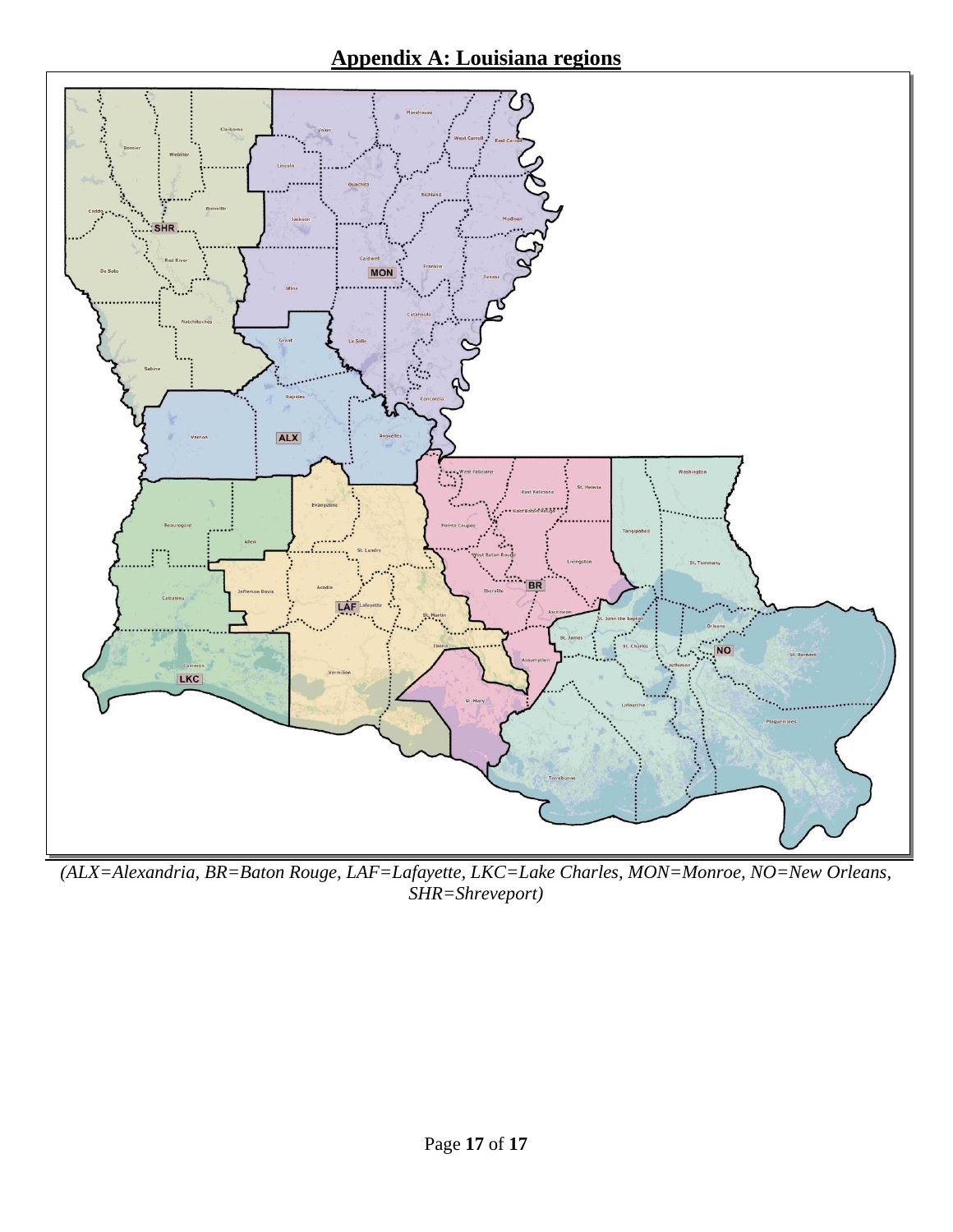## Appendix A: Louisiana regions

SHR

MON

ALX

LAF

BR

NO

LKC

Caddo

Bossier

Webster

Claiborne

Bienville

Red River

De Soto

Natchitoches

Sabine

Union

Morehouse

West Carroll

East Carroll

Lincoln

Ouachita

Richland

Madison

Jackson

Caldwell

Franklin

Tensas

Winn

Catahoula

Grant

La Salle

Concordia

Rapides

Vernon

Avoyelles

Beauregard

Allen

Evangeline

St. Landry

Calcasieu

Jefferson Davis

Acadia

Lafayette

St. Martin

Iberia

Vermilion

Cameron

West Feliciana

East Feliciana

St. Helena

East Baton Rouge

Pointe Coupee

West Baton Rouge

Livingston

Iberville

Ascension

Assumption

St. Mary

Washington

Tangipahoa

St. Tammany

St. John the Baptist

St. James

St. Charles

Orleans

Jefferson

St. Bernard

Lafourche

Plaquemines

Terrebonne

*(ALX=Alexandria, BR=Baton Rouge, LAF=Lafayette, LKC=Lake Charles, MON=Monroe, NO=New Orleans, SHR=Shreveport)*